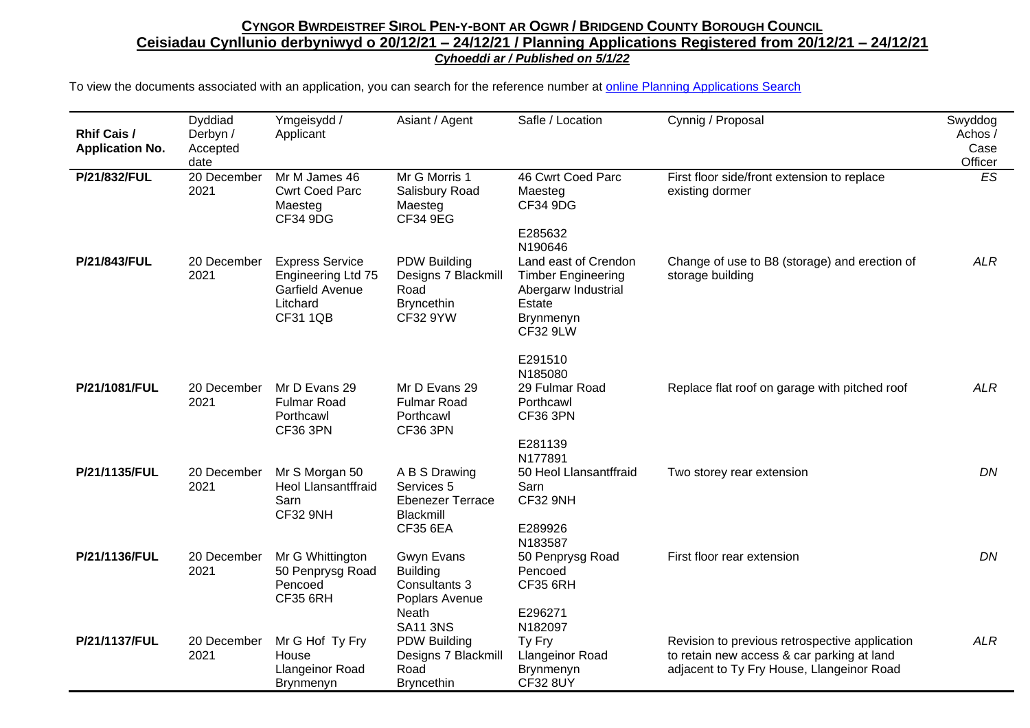## CYNGOR BWRDEISTREF SIROL PEN-Y-BONT AR OGWR / BRIDGEND COUNTY BOROUGH COUNCIL

## Ceisiadau Cynllunio derbyniwyd o 20/12/21 – 24/12/21 / Planning Applications Registered from 20/12/21 – 24/12/21

***Cyhoeddi ar / Published on 5/1/22***

To view the documents associated with an application, you can search for the reference number at online Planning Applications Search

| Rhif Cais / Application No. | Dyddiad Derbyn / Accepted date | Ymgeisydd / Applicant | Asiant / Agent | Safle / Location | Cynnig / Proposal | Swyddog Achos / Case Officer |
|---|---|---|---|---|---|---|
| **P/21/832/FUL** | 20 December 2021 | Mr M James 46 Cwrt Coed Parc Maesteg CF34 9DG | Mr G Morris 1 Salisbury Road Maesteg CF34 9EG | 46 Cwrt Coed Parc Maesteg CF34 9DG E285632 N190646 | First floor side/front extension to replace existing dormer | *ES* |
| **P/21/843/FUL** | 20 December 2021 | Express Service Engineering Ltd 75 Garfield Avenue Litchard CF31 1QB | PDW Building Designs 7 Blackmill Road Bryncethin CF32 9YW | Land east of Crendon Timber Engineering Abergarw Industrial Estate Brynmenyn CF32 9LW E291510 N185080 | Change of use to B8 (storage) and erection of storage building | *ALR* |
| **P/21/1081/FUL** | 20 December 2021 | Mr D Evans 29 Fulmar Road Porthcawl CF36 3PN | Mr D Evans 29 Fulmar Road Porthcawl CF36 3PN | 29 Fulmar Road Porthcawl CF36 3PN E281139 N177891 | Replace flat roof on garage with pitched roof | *ALR* |
| **P/21/1135/FUL** | 20 December 2021 | Mr S Morgan 50 Heol Llansantffraid Sarn CF32 9NH | A B S Drawing Services 5 Ebenezer Terrace Blackmill CF35 6EA | 50 Heol Llansantffraid Sarn CF32 9NH E289926 N183587 | Two storey rear extension | *DN* |
| **P/21/1136/FUL** | 20 December 2021 | Mr G Whittington 50 Penprysg Road Pencoed CF35 6RH | Gwyn Evans Building Consultants 3 Poplars Avenue Neath SA11 3NS | 50 Penprysg Road Pencoed CF35 6RH E296271 N182097 | First floor rear extension | *DN* |
| **P/21/1137/FUL** | 20 December 2021 | Mr G Hof Ty Fry House Llangeinor Road Brynmenyn | PDW Building Designs 7 Blackmill Road Bryncethin | Ty Fry Llangeinor Road Brynmenyn CF32 8UY | Revision to previous retrospective application to retain new access & car parking at land adjacent to Ty Fry House, Llangeinor Road | *ALR* |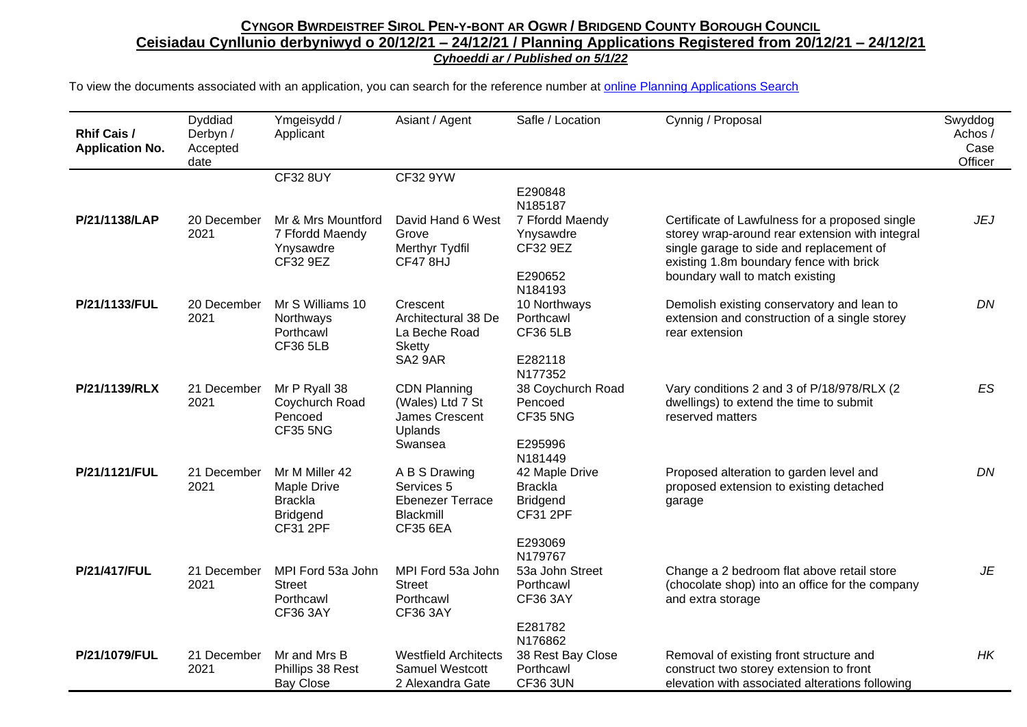## CYNGOR BWRDEISTREF SIROL PEN-Y-BONT AR OGWR / BRIDGEND COUNTY BOROUGH COUNCIL

## Ceisiadau Cynllunio derbyniwyd o 20/12/21 – 24/12/21 / Planning Applications Registered from 20/12/21 – 24/12/21

***Cyhoeddi ar / Published on 5/1/22***

To view the documents associated with an application, you can search for the reference number at online Planning Applications Search

| Rhif Cais / Application No. | Dyddiad Derbyn / Accepted date | Ymgeisydd / Applicant | Asiant / Agent | Safle / Location | Cynnig / Proposal | Swyddog Achos / Case Officer |
|---|---|---|---|---|---|---|
| | | CF32 8UY | CF32 9YW | E290848 N185187 | | |
| **P/21/1138/LAP** | 20 December 2021 | Mr & Mrs Mountford 7 Ffordd Maendy Ynysawdre CF32 9EZ | David Hand 6 West Grove Merthyr Tydfil CF47 8HJ | 7 Ffordd Maendy Ynysawdre CF32 9EZ E290652 N184193 | Certificate of Lawfulness for a proposed single storey wrap-around rear extension with integral single garage to side and replacement of existing 1.8m boundary fence with brick boundary wall to match existing | *JEJ* |
| **P/21/1133/FUL** | 20 December 2021 | Mr S Williams 10 Northways Porthcawl CF36 5LB | Crescent Architectural 38 De La Beche Road Sketty SA2 9AR | 10 Northways Porthcawl CF36 5LB E282118 N177352 | Demolish existing conservatory and lean to extension and construction of a single storey rear extension | *DN* |
| **P/21/1139/RLX** | 21 December 2021 | Mr P Ryall 38 Coychurch Road Pencoed CF35 5NG | CDN Planning (Wales) Ltd 7 St James Crescent Uplands Swansea | 38 Coychurch Road Pencoed CF35 5NG E295996 N181449 | Vary conditions 2 and 3 of P/18/978/RLX (2 dwellings) to extend the time to submit reserved matters | *ES* |
| **P/21/1121/FUL** | 21 December 2021 | Mr M Miller 42 Maple Drive Brackla Bridgend CF31 2PF | A B S Drawing Services 5 Ebenezer Terrace Blackmill CF35 6EA | 42 Maple Drive Brackla Bridgend CF31 2PF E293069 N179767 | Proposed alteration to garden level and proposed extension to existing detached garage | *DN* |
| **P/21/417/FUL** | 21 December 2021 | MPI Ford 53a John Street Porthcawl CF36 3AY | MPI Ford 53a John Street Porthcawl CF36 3AY | 53a John Street Porthcawl CF36 3AY E281782 N176862 | Change a 2 bedroom flat above retail store (chocolate shop) into an office for the company and extra storage | *JE* |
| **P/21/1079/FUL** | 21 December 2021 | Mr and Mrs B Phillips 38 Rest Bay Close | Westfield Architects Samuel Westcott 2 Alexandra Gate | 38 Rest Bay Close Porthcawl CF36 3UN | Removal of existing front structure and construct two storey extension to front elevation with associated alterations following | *HK* |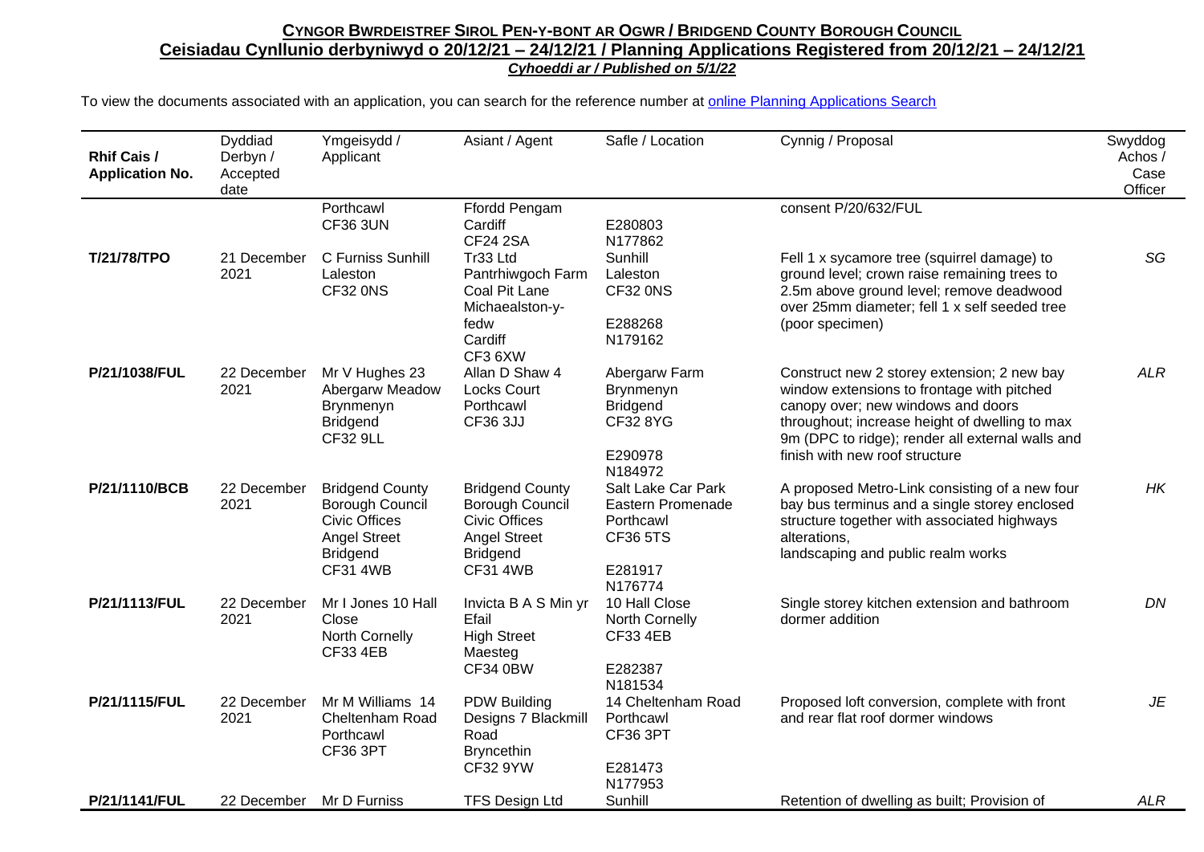**CYNGOR BWRDEISTREF SIROL PEN-Y-BONT AR OGWR / BRIDGEND COUNTY BOROUGH COUNCIL**

**Ceisiadau Cynllunio derbyniwyd o 20/12/21 – 24/12/21 / Planning Applications Registered from 20/12/21 – 24/12/21**

***Cyhoeddi ar / Published on 5/1/22***

To view the documents associated with an application, you can search for the reference number at online Planning Applications Search

| Rhif Cais / Application No. | Dyddiad Derbyn / Accepted date | Ymgeisydd / Applicant | Asiant / Agent | Safle / Location | Cynnig / Proposal | Swyddog Achos / Case Officer |
|---|---|---|---|---|---|---|
| | | Porthcawl CF36 3UN | Ffordd Pengam Cardiff CF24 2SA | E280803 N177862 | consent P/20/632/FUL | |
| **T/21/78/TPO** | 21 December 2021 | C Furniss Sunhill Laleston CF32 0NS | Tr33 Ltd Pantrhiwgoch Farm Coal Pit Lane Michaealston-y-fedw Cardiff CF3 6XW | Sunhill Laleston CF32 0NS E288268 N179162 | Fell 1 x sycamore tree (squirrel damage) to ground level; crown raise remaining trees to 2.5m above ground level; remove deadwood over 25mm diameter; fell 1 x self seeded tree (poor specimen) | SG |
| **P/21/1038/FUL** | 22 December 2021 | Mr V Hughes 23 Abergarw Meadow Brynmenyn Bridgend CF32 9LL | Allan D Shaw 4 Locks Court Porthcawl CF36 3JJ | Abergarw Farm Brynmenyn Bridgend CF32 8YG E290978 N184972 | Construct new 2 storey extension; 2 new bay window extensions to frontage with pitched canopy over; new windows and doors throughout; increase height of dwelling to max 9m (DPC to ridge); render all external walls and finish with new roof structure | ALR |
| **P/21/1110/BCB** | 22 December 2021 | Bridgend County Borough Council Civic Offices Angel Street Bridgend CF31 4WB | Bridgend County Borough Council Civic Offices Angel Street Bridgend CF31 4WB | Salt Lake Car Park Eastern Promenade Porthcawl CF36 5TS E281917 N176774 | A proposed Metro-Link consisting of a new four bay bus terminus and a single storey enclosed structure together with associated highways alterations, landscaping and public realm works | HK |
| **P/21/1113/FUL** | 22 December 2021 | Mr I Jones 10 Hall Close North Cornelly CF33 4EB | Invicta B A S Min yr Efail High Street Maesteg CF34 0BW | 10 Hall Close North Cornelly CF33 4EB E282387 N181534 | Single storey kitchen extension and bathroom dormer addition | DN |
| **P/21/1115/FUL** | 22 December 2021 | Mr M Williams 14 Cheltenham Road Porthcawl CF36 3PT | PDW Building Designs 7 Blackmill Road Bryncethin CF32 9YW | 14 Cheltenham Road Porthcawl CF36 3PT E281473 N177953 | Proposed loft conversion, complete with front and rear flat roof dormer windows | JE |
| **P/21/1141/FUL** | 22 December | Mr D Furniss | TFS Design Ltd | Sunhill | Retention of dwelling as built; Provision of | ALR |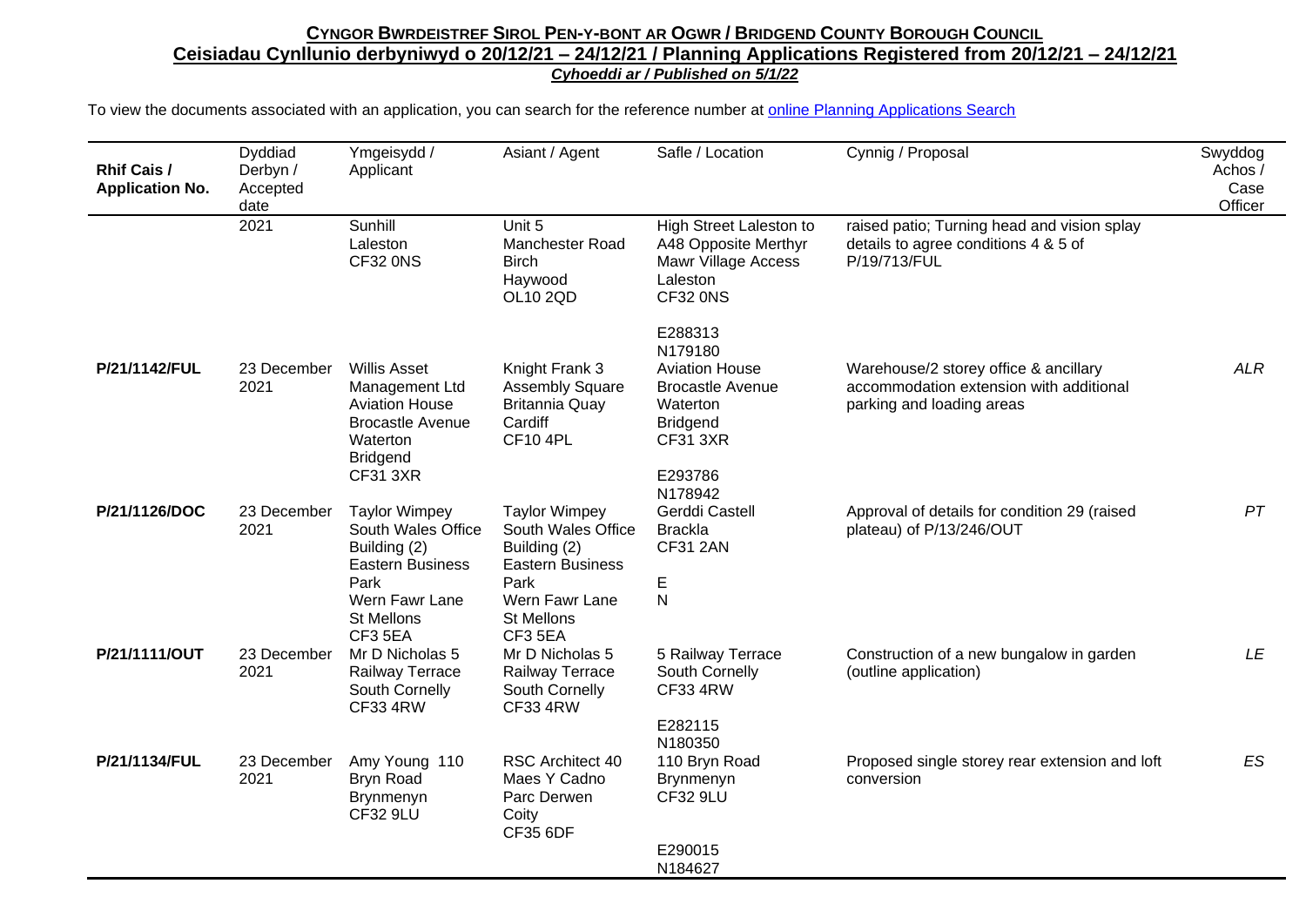**CYNGOR BWRDEISTREF SIROL PEN-Y-BONT AR OGWR / BRIDGEND COUNTY BOROUGH COUNCIL**
**Ceisiadau Cynllunio derbyniwyd o 20/12/21 – 24/12/21 / Planning Applications Registered from 20/12/21 – 24/12/21**
***Cyhoeddi ar / Published on 5/1/22***

To view the documents associated with an application, you can search for the reference number at online Planning Applications Search

| Rhif Cais / Application No. | Dyddiad Derbyn / Accepted date | Ymgeisydd / Applicant | Asiant / Agent | Safle / Location | Cynnig / Proposal | Swyddog Achos / Case Officer |
|---|---|---|---|---|---|---|
| | 2021 | Sunhill Laleston CF32 0NS | Unit 5 Manchester Road Birch Haywood OL10 2QD | High Street Laleston to A48 Opposite Merthyr Mawr Village Access Laleston CF32 0NS E288313 N179180 | raised patio; Turning head and vision splay details to agree conditions 4 & 5 of P/19/713/FUL | |
| **P/21/1142/FUL** | 23 December 2021 | Willis Asset Management Ltd Aviation House Brocastle Avenue Waterton Bridgend CF31 3XR | Knight Frank 3 Assembly Square Britannia Quay Cardiff CF10 4PL | Aviation House Brocastle Avenue Waterton Bridgend CF31 3XR E293786 N178942 | Warehouse/2 storey office & ancillary accommodation extension with additional parking and loading areas | *ALR* |
| **P/21/1126/DOC** | 23 December 2021 | Taylor Wimpey South Wales Office Building (2) Eastern Business Park Wern Fawr Lane St Mellons CF3 5EA | Taylor Wimpey South Wales Office Building (2) Eastern Business Park Wern Fawr Lane St Mellons CF3 5EA | Gerddi Castell Brackla CF31 2AN E N | Approval of details for condition 29 (raised plateau) of P/13/246/OUT | *PT* |
| **P/21/1111/OUT** | 23 December 2021 | Mr D Nicholas 5 Railway Terrace South Cornelly CF33 4RW | Mr D Nicholas 5 Railway Terrace South Cornelly CF33 4RW | 5 Railway Terrace South Cornelly CF33 4RW E282115 N180350 | Construction of a new bungalow in garden (outline application) | *LE* |
| **P/21/1134/FUL** | 23 December 2021 | Amy Young 110 Bryn Road Brynmenyn CF32 9LU | RSC Architect 40 Maes Y Cadno Parc Derwen Coity CF35 6DF | 110 Bryn Road Brynmenyn CF32 9LU E290015 N184627 | Proposed single storey rear extension and loft conversion | *ES* |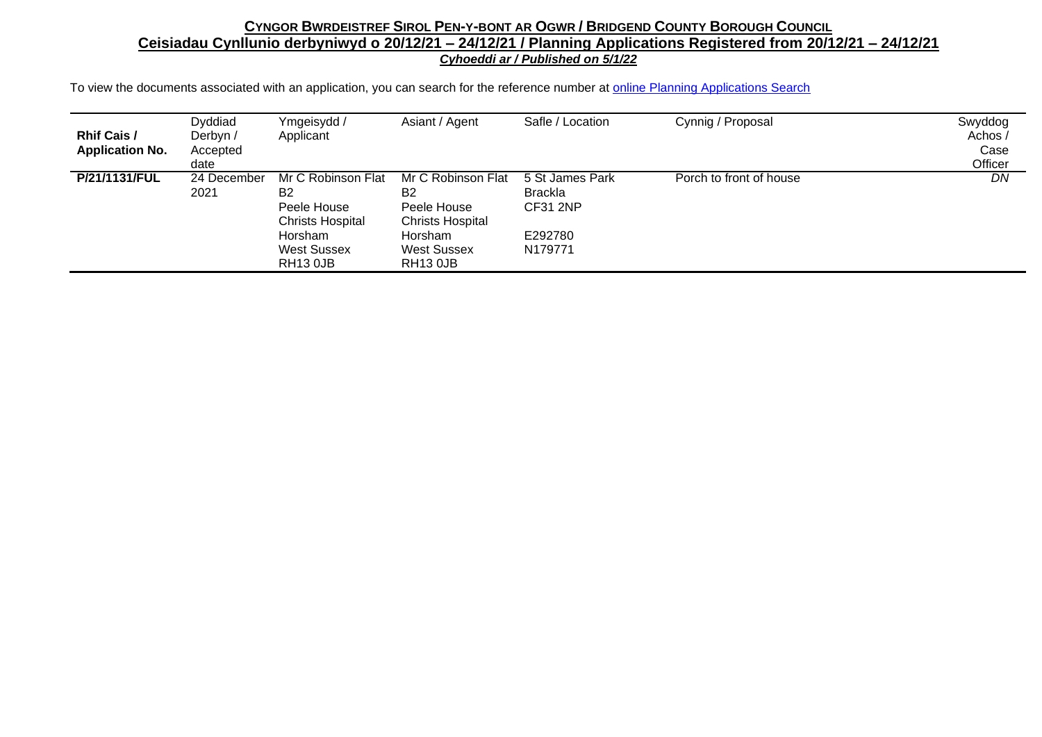# CYNGOR BWRDEISTREF SIROL PEN-Y-BONT AR OGWR / BRIDGEND COUNTY BOROUGH COUNCIL

## Ceisiadau Cynllunio derbyniwyd o 20/12/21 – 24/12/21 / Planning Applications Registered from 20/12/21 – 24/12/21

***Cyhoeddi ar / Published on 5/1/22***

To view the documents associated with an application, you can search for the reference number at online Planning Applications Search

| Rhif Cais / Application No. | Dyddiad Derbyn / Accepted date | Ymgeisydd / Applicant | Asiant / Agent | Safle / Location | Cynnig / Proposal | Swyddog Achos / Case Officer |
|---|---|---|---|---|---|---|
| **P/21/1131/FUL** | 24 December 2021 | Mr C Robinson Flat B2 Peele House Christs Hospital Horsham West Sussex RH13 0JB | Mr C Robinson Flat B2 Peele House Christs Hospital Horsham West Sussex RH13 0JB | 5 St James Park Brackla CF31 2NP E292780 N179771 | Porch to front of house | *DN* |